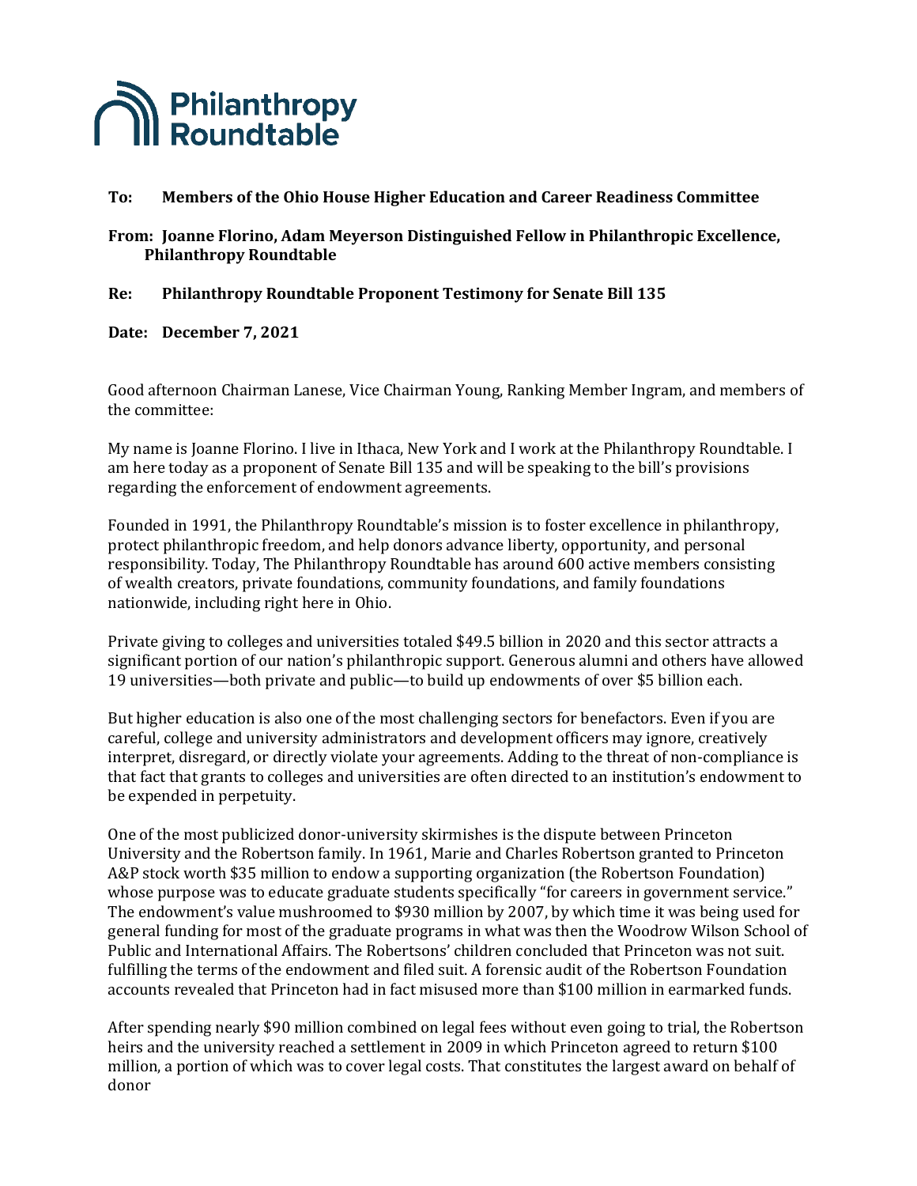**Philanthropy Roundtable**

**To:** **Members of the Ohio House Higher Education and Career Readiness Committee**

**From:** **Joanne Florino, Adam Meyerson Distinguished Fellow in Philanthropic Excellence, Philanthropy Roundtable**

**Re:** **Philanthropy Roundtable Proponent Testimony for Senate Bill 135**

**Date:** **December 7, 2021**

Good afternoon Chairman Lanese, Vice Chairman Young, Ranking Member Ingram, and members of the committee:

My name is Joanne Florino. I live in Ithaca, New York and I work at the Philanthropy Roundtable. I am here today as a proponent of Senate Bill 135 and will be speaking to the bill's provisions regarding the enforcement of endowment agreements.

Founded in 1991, the Philanthropy Roundtable's mission is to foster excellence in philanthropy, protect philanthropic freedom, and help donors advance liberty, opportunity, and personal responsibility. Today, The Philanthropy Roundtable has around 600 active members consisting of wealth creators, private foundations, community foundations, and family foundations nationwide, including right here in Ohio.

Private giving to colleges and universities totaled $49.5 billion in 2020 and this sector attracts a significant portion of our nation's philanthropic support. Generous alumni and others have allowed 19 universities—both private and public—to build up endowments of over $5 billion each.

But higher education is also one of the most challenging sectors for benefactors. Even if you are careful, college and university administrators and development officers may ignore, creatively interpret, disregard, or directly violate your agreements. Adding to the threat of non-compliance is that fact that grants to colleges and universities are often directed to an institution's endowment to be expended in perpetuity.

One of the most publicized donor-university skirmishes is the dispute between Princeton University and the Robertson family. In 1961, Marie and Charles Robertson granted to Princeton A&P stock worth $35 million to endow a supporting organization (the Robertson Foundation) whose purpose was to educate graduate students specifically "for careers in government service." The endowment's value mushroomed to $930 million by 2007, by which time it was being used for general funding for most of the graduate programs in what was then the Woodrow Wilson School of Public and International Affairs. The Robertsons' children concluded that Princeton was not suit. fulfilling the terms of the endowment and filed suit. A forensic audit of the Robertson Foundation accounts revealed that Princeton had in fact misused more than $100 million in earmarked funds.

After spending nearly $90 million combined on legal fees without even going to trial, the Robertson heirs and the university reached a settlement in 2009 in which Princeton agreed to return $100 million, a portion of which was to cover legal costs. That constitutes the largest award on behalf of donor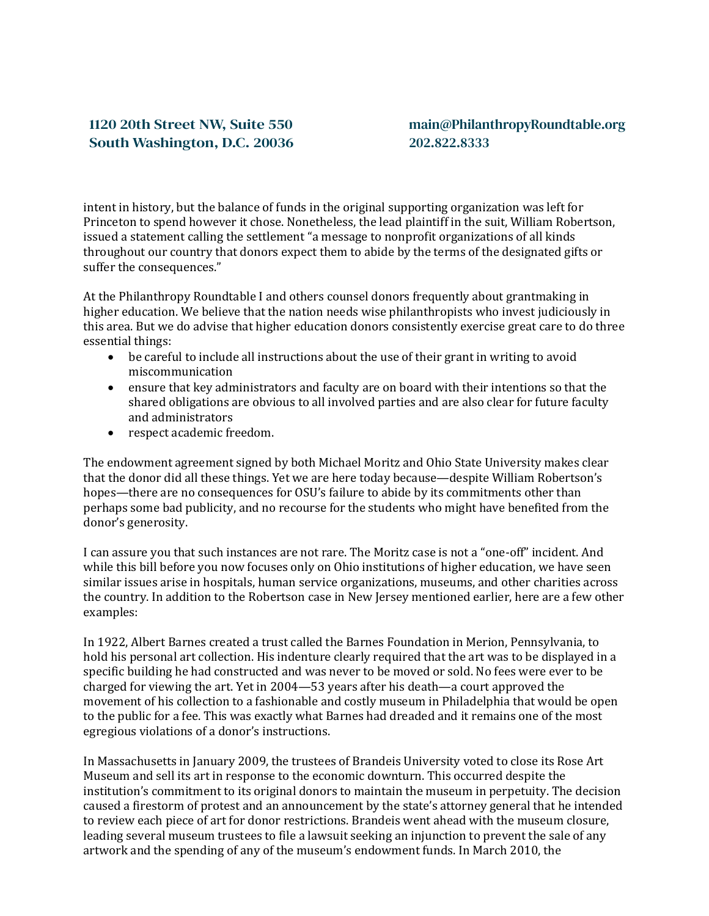intent in history, but the balance of funds in the original supporting organization was left for Princeton to spend however it chose. Nonetheless, the lead plaintiff in the suit, William Robertson, issued a statement calling the settlement "a message to nonprofit organizations of all kinds throughout our country that donors expect them to abide by the terms of the designated gifts or suffer the consequences."

At the Philanthropy Roundtable I and others counsel donors frequently about grantmaking in higher education. We believe that the nation needs wise philanthropists who invest judiciously in this area. But we do advise that higher education donors consistently exercise great care to do three essential things:

- be careful to include all instructions about the use of their grant in writing to avoid miscommunication
- ensure that key administrators and faculty are on board with their intentions so that the shared obligations are obvious to all involved parties and are also clear for future faculty and administrators
- respect academic freedom.

The endowment agreement signed by both Michael Moritz and Ohio State University makes clear that the donor did all these things. Yet we are here today because—despite William Robertson's hopes—there are no consequences for OSU's failure to abide by its commitments other than perhaps some bad publicity, and no recourse for the students who might have benefited from the donor's generosity.

I can assure you that such instances are not rare. The Moritz case is not a "one-off" incident. And while this bill before you now focuses only on Ohio institutions of higher education, we have seen similar issues arise in hospitals, human service organizations, museums, and other charities across the country. In addition to the Robertson case in New Jersey mentioned earlier, here are a few other examples:

In 1922, Albert Barnes created a trust called the Barnes Foundation in Merion, Pennsylvania, to hold his personal art collection. His indenture clearly required that the art was to be displayed in a specific building he had constructed and was never to be moved or sold. No fees were ever to be charged for viewing the art. Yet in 2004—53 years after his death—a court approved the movement of his collection to a fashionable and costly museum in Philadelphia that would be open to the public for a fee. This was exactly what Barnes had dreaded and it remains one of the most egregious violations of a donor's instructions.

In Massachusetts in January 2009, the trustees of Brandeis University voted to close its Rose Art Museum and sell its art in response to the economic downturn. This occurred despite the institution's commitment to its original donors to maintain the museum in perpetuity. The decision caused a firestorm of protest and an announcement by the state's attorney general that he intended to review each piece of art for donor restrictions. Brandeis went ahead with the museum closure, leading several museum trustees to file a lawsuit seeking an injunction to prevent the sale of any artwork and the spending of any of the museum's endowment funds. In March 2010, the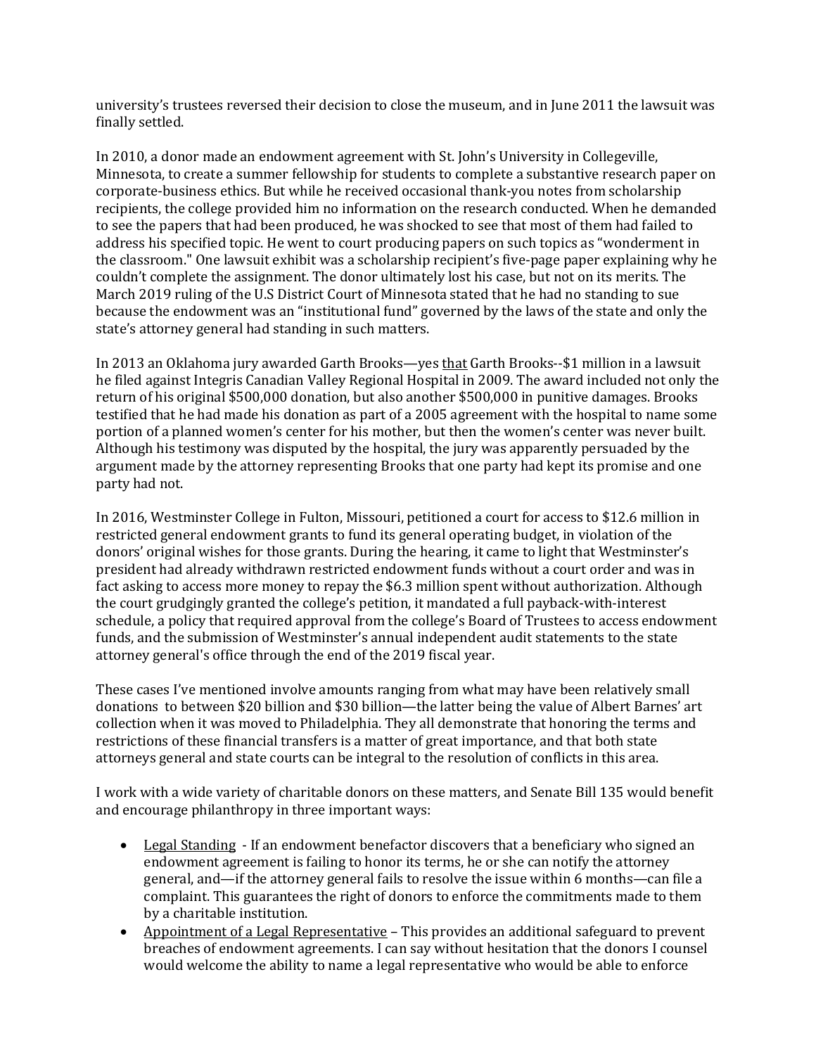university's trustees reversed their decision to close the museum, and in June 2011 the lawsuit was finally settled.

In 2010, a donor made an endowment agreement with St. John's University in Collegeville, Minnesota, to create a summer fellowship for students to complete a substantive research paper on corporate-business ethics. But while he received occasional thank-you notes from scholarship recipients, the college provided him no information on the research conducted. When he demanded to see the papers that had been produced, he was shocked to see that most of them had failed to address his specified topic. He went to court producing papers on such topics as "wonderment in the classroom." One lawsuit exhibit was a scholarship recipient's five-page paper explaining why he couldn't complete the assignment. The donor ultimately lost his case, but not on its merits. The March 2019 ruling of the U.S District Court of Minnesota stated that he had no standing to sue because the endowment was an "institutional fund" governed by the laws of the state and only the state's attorney general had standing in such matters.

In 2013 an Oklahoma jury awarded Garth Brooks—yes <u>that</u> Garth Brooks--$1 million in a lawsuit he filed against Integris Canadian Valley Regional Hospital in 2009. The award included not only the return of his original $500,000 donation, but also another $500,000 in punitive damages. Brooks testified that he had made his donation as part of a 2005 agreement with the hospital to name some portion of a planned women's center for his mother, but then the women's center was never built. Although his testimony was disputed by the hospital, the jury was apparently persuaded by the argument made by the attorney representing Brooks that one party had kept its promise and one party had not.

In 2016, Westminster College in Fulton, Missouri, petitioned a court for access to $12.6 million in restricted general endowment grants to fund its general operating budget, in violation of the donors' original wishes for those grants. During the hearing, it came to light that Westminster's president had already withdrawn restricted endowment funds without a court order and was in fact asking to access more money to repay the $6.3 million spent without authorization. Although the court grudgingly granted the college's petition, it mandated a full payback-with-interest schedule, a policy that required approval from the college's Board of Trustees to access endowment funds, and the submission of Westminster's annual independent audit statements to the state attorney general's office through the end of the 2019 fiscal year.

These cases I've mentioned involve amounts ranging from what may have been relatively small donations to between $20 billion and $30 billion—the latter being the value of Albert Barnes' art collection when it was moved to Philadelphia. They all demonstrate that honoring the terms and restrictions of these financial transfers is a matter of great importance, and that both state attorneys general and state courts can be integral to the resolution of conflicts in this area.

I work with a wide variety of charitable donors on these matters, and Senate Bill 135 would benefit and encourage philanthropy in three important ways:

- <u>Legal Standing</u> - If an endowment benefactor discovers that a beneficiary who signed an endowment agreement is failing to honor its terms, he or she can notify the attorney general, and—if the attorney general fails to resolve the issue within 6 months—can file a complaint. This guarantees the right of donors to enforce the commitments made to them by a charitable institution.
- <u>Appointment of a Legal Representative</u> – This provides an additional safeguard to prevent breaches of endowment agreements. I can say without hesitation that the donors I counsel would welcome the ability to name a legal representative who would be able to enforce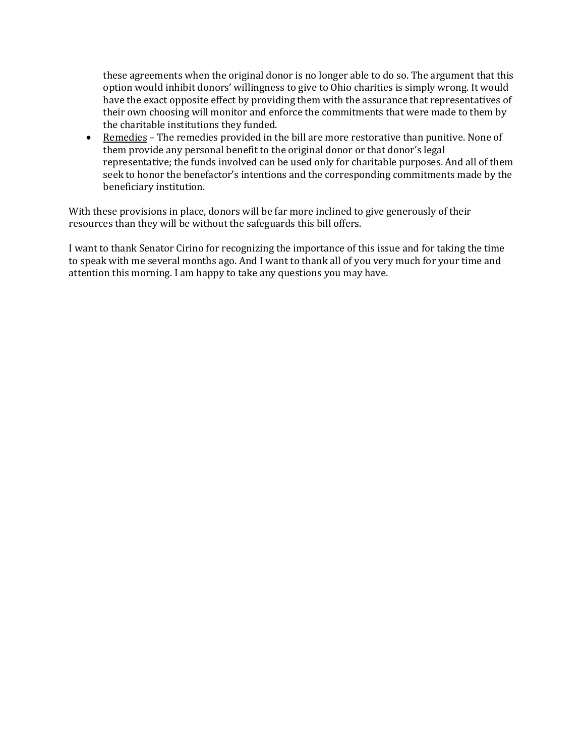these agreements when the original donor is no longer able to do so. The argument that this option would inhibit donors' willingness to give to Ohio charities is simply wrong. It would have the exact opposite effect by providing them with the assurance that representatives of their own choosing will monitor and enforce the commitments that were made to them by the charitable institutions they funded.

- <u>Remedies</u> – The remedies provided in the bill are more restorative than punitive. None of them provide any personal benefit to the original donor or that donor's legal representative; the funds involved can be used only for charitable purposes. And all of them seek to honor the benefactor's intentions and the corresponding commitments made by the beneficiary institution.

With these provisions in place, donors will be far <u>more</u> inclined to give generously of their resources than they will be without the safeguards this bill offers.

I want to thank Senator Cirino for recognizing the importance of this issue and for taking the time to speak with me several months ago. And I want to thank all of you very much for your time and attention this morning. I am happy to take any questions you may have.